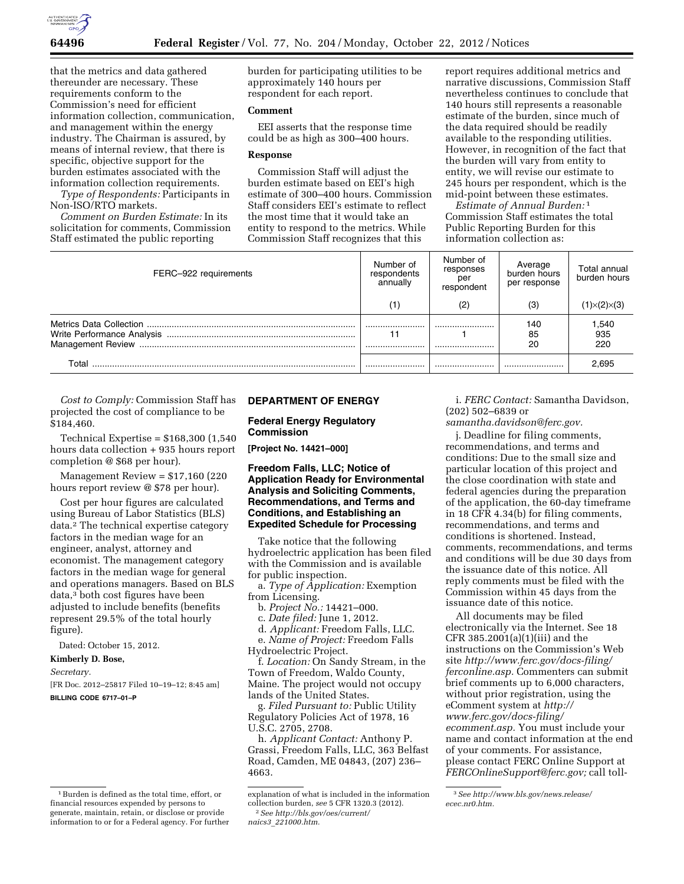that the metrics and data gathered thereunder are necessary. These requirements conform to the Commission's need for efficient information collection, communication, and management within the energy industry. The Chairman is assured, by means of internal review, that there is specific, objective support for the burden estimates associated with the information collection requirements.

*Type of Respondents:* Participants in Non-ISO/RTO markets.

*Comment on Burden Estimate:* In its solicitation for comments, Commission Staff estimated the public reporting burden for participating utilities to be approximately 140 hours per respondent for each report.

**Comment**

EEI asserts that the response time could be as high as 300–400 hours.

**Response**

Commission Staff will adjust the burden estimate based on EEI's high estimate of 300–400 hours. Commission Staff considers EEI's estimate to reflect the most time that it would take an entity to respond to the metrics. While Commission Staff recognizes that this report requires additional metrics and narrative discussions, Commission Staff nevertheless continues to conclude that 140 hours still represents a reasonable estimate of the burden, since much of the data required should be readily available to the responding utilities. However, in recognition of the fact that the burden will vary from entity to entity, we will revise our estimate to 245 hours per respondent, which is the mid-point between these estimates.

*Estimate of Annual Burden:*[1] Commission Staff estimates the total Public Reporting Burden for this information collection as:

| FERC–922 requirements | Number of respondents annually | Number of responses per respondent | Average burden hours per response | Total annual burden hours |
|---|---|---|---|---|
| | (1) | (2) | (3) | (1)×(2)×(3) |
| Metrics Data Collection | | | 140 | 1,540 |
| Write Performance Analysis | 11 | 1 | 85 | 935 |
| Management Review | | | 20 | 220 |
| Total | | | | 2,695 |

*Cost to Comply:* Commission Staff has projected the cost of compliance to be $184,460.

Technical Expertise = $168,300 (1,540 hours data collection + 935 hours report completion @ $68 per hour).

Management Review = $17,160 (220 hours report review @ $78 per hour).

Cost per hour figures are calculated using Bureau of Labor Statistics (BLS) data.[2] The technical expertise category factors in the median wage for an engineer, analyst, attorney and economist. The management category factors in the median wage for general and operations managers. Based on BLS data,[3] both cost figures have been adjusted to include benefits (benefits represent 29.5% of the total hourly figure).

Dated: October 15, 2012.

**Kimberly D. Bose,**

*Secretary.*

[FR Doc. 2012–25817 Filed 10–19–12; 8:45 am]

**BILLING CODE 6717–01–P**

[1] Burden is defined as the total time, effort, or financial resources expended by persons to generate, maintain, retain, or disclose or provide information to or for a Federal agency. For further explanation of what is included in the information collection burden, *see* 5 CFR 1320.3 (2012).

[2] *See http://bls.gov/oes/current/naics3_221000.htm.*

[3] *See http://www.bls.gov/news.release/ecec.nr0.htm.*

## DEPARTMENT OF ENERGY

### Federal Energy Regulatory Commission

**[Project No. 14421–000]**

### Freedom Falls, LLC; Notice of Application Ready for Environmental Analysis and Soliciting Comments, Recommendations, and Terms and Conditions, and Establishing an Expedited Schedule for Processing

Take notice that the following hydroelectric application has been filed with the Commission and is available for public inspection.

a. *Type of Application:* Exemption from Licensing.

b. *Project No.:* 14421–000.

c. *Date filed:* June 1, 2012.

d. *Applicant:* Freedom Falls, LLC.

e. *Name of Project:* Freedom Falls Hydroelectric Project.

f. *Location:* On Sandy Stream, in the Town of Freedom, Waldo County, Maine. The project would not occupy lands of the United States.

g. *Filed Pursuant to:* Public Utility Regulatory Policies Act of 1978, 16 U.S.C. 2705, 2708.

h. *Applicant Contact:* Anthony P. Grassi, Freedom Falls, LLC, 363 Belfast Road, Camden, ME 04843, (207) 236–4663.

i. *FERC Contact:* Samantha Davidson, (202) 502–6839 or *samantha.davidson@ferc.gov.*

j. *Deadline for filing comments, recommendations, and terms and conditions:* Due to the small size and particular location of this project and the close coordination with state and federal agencies during the preparation of the application, the 60-day timeframe in 18 CFR 4.34(b) for filing comments, recommendations, and terms and conditions is shortened. Instead, comments, recommendations, and terms and conditions will be due 30 days from the issuance date of this notice. All reply comments must be filed with the Commission within 45 days from the issuance date of this notice.

All documents may be filed electronically via the Internet. See 18 CFR 385.2001(a)(1)(iii) and the instructions on the Commission's Web site *http://www.ferc.gov/docs-filing/ferconline.asp.* Commenters can submit brief comments up to 6,000 characters, without prior registration, using the eComment system at *http://www.ferc.gov/docs-filing/ecomment.asp.* You must include your name and contact information at the end of your comments. For assistance, please contact FERC Online Support at *FERCOnlineSupport@ferc.gov;* call toll-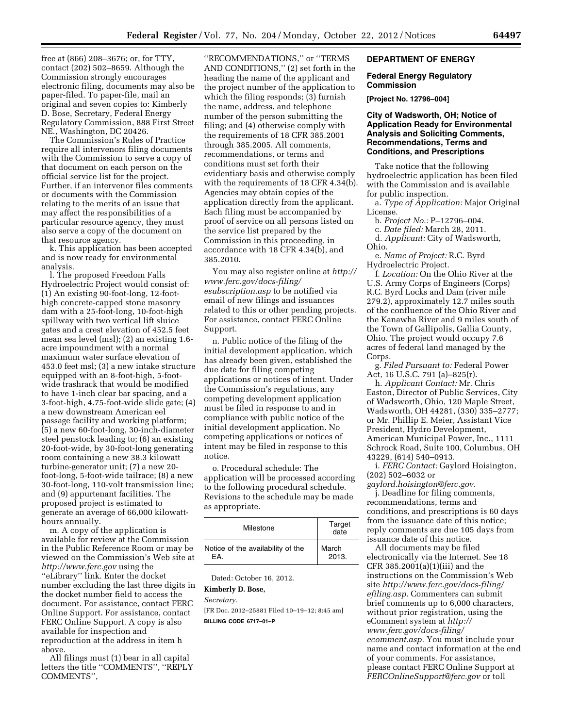free at (866) 208–3676; or, for TTY, contact (202) 502–8659. Although the Commission strongly encourages electronic filing, documents may also be paper-filed. To paper-file, mail an original and seven copies to: Kimberly D. Bose, Secretary, Federal Energy Regulatory Commission, 888 First Street NE., Washington, DC 20426.

The Commission's Rules of Practice require all intervenors filing documents with the Commission to serve a copy of that document on each person on the official service list for the project. Further, if an intervenor files comments or documents with the Commission relating to the merits of an issue that may affect the responsibilities of a particular resource agency, they must also serve a copy of the document on that resource agency.

k. This application has been accepted and is now ready for environmental analysis.

l. The proposed Freedom Falls Hydroelectric Project would consist of: (1) An existing 90-foot-long, 12-foot-high concrete-capped stone masonry dam with a 25-foot-long, 10-foot-high spillway with two vertical lift sluice gates and a crest elevation of 452.5 feet mean sea level (msl); (2) an existing 1.6-acre impoundment with a normal maximum water surface elevation of 453.0 feet msl; (3) a new intake structure equipped with an 8-foot-high, 5-foot-wide trashrack that would be modified to have 1-inch clear bar spacing, and a 3-foot-high, 4.75-foot-wide slide gate; (4) a new downstream American eel passage facility and working platform; (5) a new 60-foot-long, 30-inch-diameter steel penstock leading to; (6) an existing 20-foot-wide, by 30-foot-long generating room containing a new 38.3 kilowatt turbine-generator unit; (7) a new 20-foot-long, 5-foot-wide tailrace; (8) a new 30-foot-long, 110-volt transmission line; and (9) appurtenant facilities. The proposed project is estimated to generate an average of 66,000 kilowatt-hours annually.

m. A copy of the application is available for review at the Commission in the Public Reference Room or may be viewed on the Commission's Web site at *http://www.ferc.gov* using the ''eLibrary'' link. Enter the docket number excluding the last three digits in the docket number field to access the document. For assistance, contact FERC Online Support. For assistance, contact FERC Online Support. A copy is also available for inspection and reproduction at the address in item h above.

All filings must (1) bear in all capital letters the title ''COMMENTS'', ''REPLY COMMENTS'', ''RECOMMENDATIONS,'' or ''TERMS AND CONDITIONS,'' (2) set forth in the heading the name of the applicant and the project number of the application to which the filing responds; (3) furnish the name, address, and telephone number of the person submitting the filing; and (4) otherwise comply with the requirements of 18 CFR 385.2001 through 385.2005. All comments, recommendations, or terms and conditions must set forth their evidentiary basis and otherwise comply with the requirements of 18 CFR 4.34(b). Agencies may obtain copies of the application directly from the applicant. Each filing must be accompanied by proof of service on all persons listed on the service list prepared by the Commission in this proceeding, in accordance with 18 CFR 4.34(b), and 385.2010.

You may also register online at *http://www.ferc.gov/docs-filing/esubscription.asp* to be notified via email of new filings and issuances related to this or other pending projects. For assistance, contact FERC Online Support.

n. Public notice of the filing of the initial development application, which has already been given, established the due date for filing competing applications or notices of intent. Under the Commission's regulations, any competing development application must be filed in response to and in compliance with public notice of the initial development application. No competing applications or notices of intent may be filed in response to this notice.

o. Procedural schedule: The application will be processed according to the following procedural schedule. Revisions to the schedule may be made as appropriate.

| Milestone | Target date |
|---|---|
| Notice of the availability of the EA. | March 2013. |

Dated: October 16, 2012.

**Kimberly D. Bose,**

*Secretary.*

[FR Doc. 2012–25881 Filed 10–19–12; 8:45 am]

**BILLING CODE 6717–01–P**

## DEPARTMENT OF ENERGY

### Federal Energy Regulatory Commission

**[Project No. 12796–004]**

### City of Wadsworth, OH; Notice of Application Ready for Environmental Analysis and Soliciting Comments, Recommendations, Terms and Conditions, and Prescriptions

Take notice that the following hydroelectric application has been filed with the Commission and is available for public inspection.

a. *Type of Application:* Major Original License.

b. *Project No.:* P–12796–004.

c. *Date filed:* March 28, 2011.

d. *Applicant:* City of Wadsworth, Ohio.

e. *Name of Project:* R.C. Byrd Hydroelectric Project.

f. *Location:* On the Ohio River at the U.S. Army Corps of Engineers (Corps) R.C. Byrd Locks and Dam (river mile 279.2), approximately 12.7 miles south of the confluence of the Ohio River and the Kanawha River and 9 miles south of the Town of Gallipolis, Gallia County, Ohio. The project would occupy 7.6 acres of federal land managed by the Corps.

g. *Filed Pursuant to:* Federal Power Act, 16 U.S.C. 791 (a)–825(r).

h. *Applicant Contact:* Mr. Chris Easton, Director of Public Services, City of Wadsworth, Ohio, 120 Maple Street, Wadsworth, OH 44281, (330) 335–2777; or Mr. Phillip E. Meier, Assistant Vice President, Hydro Development, American Municipal Power, Inc., 1111 Schrock Road, Suite 100, Columbus, OH 43229, (614) 540–0913.

i. *FERC Contact:* Gaylord Hoisington, (202) 502–6032 or *gaylord.hoisington@ferc.gov.*

j. Deadline for filing comments, recommendations, terms and conditions, and prescriptions is 60 days from the issuance date of this notice; reply comments are due 105 days from issuance date of this notice.

All documents may be filed electronically via the Internet. See 18 CFR 385.2001(a)(1)(iii) and the instructions on the Commission's Web site *http://www.ferc.gov/docs-filing/efiling.asp.* Commenters can submit brief comments up to 6,000 characters, without prior registration, using the eComment system at *http://www.ferc.gov/docs-filing/ecomment.asp.* You must include your name and contact information at the end of your comments. For assistance, please contact FERC Online Support at *FERCOnlineSupport@ferc.gov* or toll